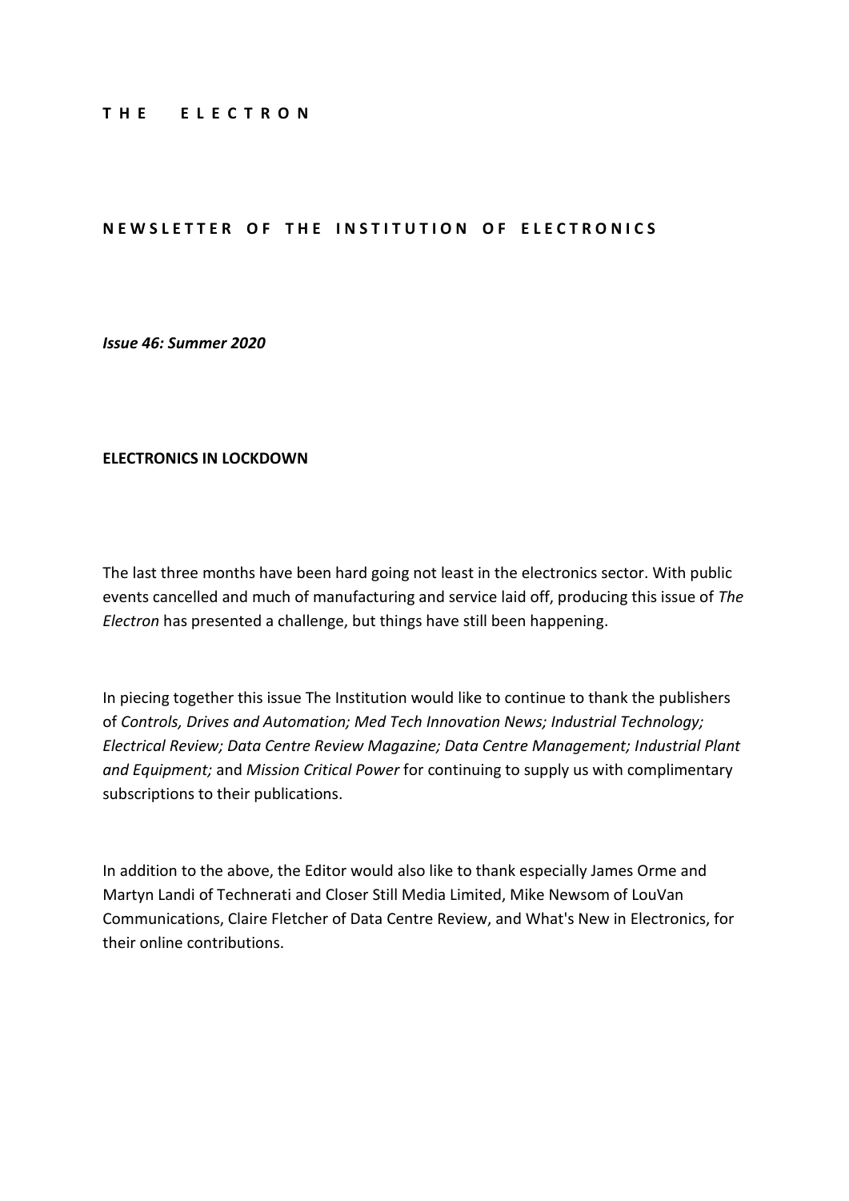**T H E   E L E C T R O N**

**N E W S L E T T E R   O F   T H E   I N S T I T U T I O N   O F   E L E C T R O N I C S**

***Issue 46: Summer 2020***

## ELECTRONICS IN LOCKDOWN

The last three months have been hard going not least in the electronics sector. With public events cancelled and much of manufacturing and service laid off, producing this issue of *The Electron* has presented a challenge, but things have still been happening.

In piecing together this issue The Institution would like to continue to thank the publishers of *Controls, Drives and Automation; Med Tech Innovation News; Industrial Technology; Electrical Review; Data Centre Review Magazine; Data Centre Management; Industrial Plant and Equipment;* and *Mission Critical Power* for continuing to supply us with complimentary subscriptions to their publications.

In addition to the above, the Editor would also like to thank especially James Orme and Martyn Landi of Technerati and Closer Still Media Limited, Mike Newsom of LouVan Communications, Claire Fletcher of Data Centre Review, and What's New in Electronics, for their online contributions.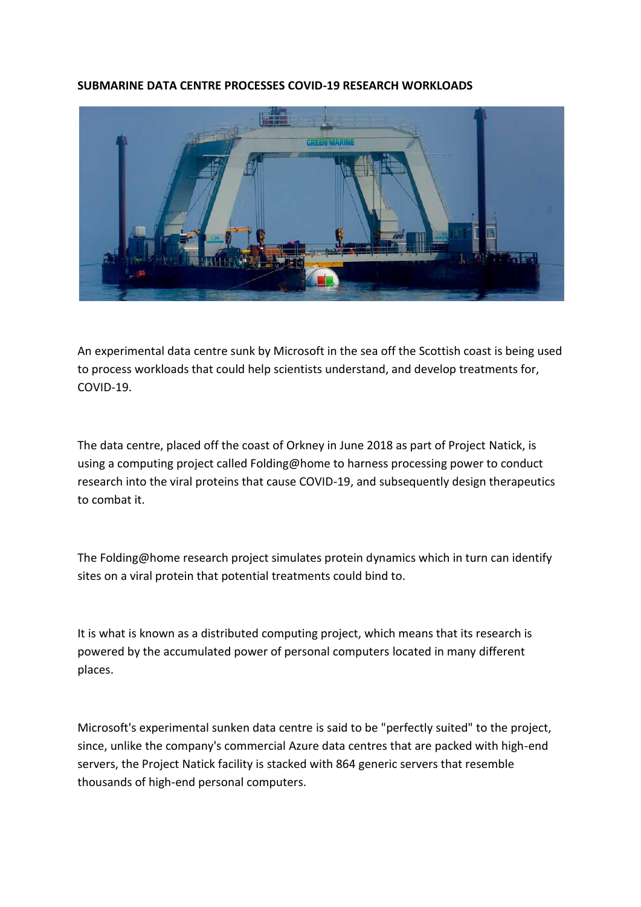**SUBMARINE DATA CENTRE PROCESSES COVID-19 RESEARCH WORKLOADS**

An experimental data centre sunk by Microsoft in the sea off the Scottish coast is being used to process workloads that could help scientists understand, and develop treatments for, COVID-19.

The data centre, placed off the coast of Orkney in June 2018 as part of Project Natick, is using a computing project called Folding@home to harness processing power to conduct research into the viral proteins that cause COVID-19, and subsequently design therapeutics to combat it.

The Folding@home research project simulates protein dynamics which in turn can identify sites on a viral protein that potential treatments could bind to.

It is what is known as a distributed computing project, which means that its research is powered by the accumulated power of personal computers located in many different places.

Microsoft's experimental sunken data centre is said to be "perfectly suited" to the project, since, unlike the company's commercial Azure data centres that are packed with high-end servers, the Project Natick facility is stacked with 864 generic servers that resemble thousands of high-end personal computers.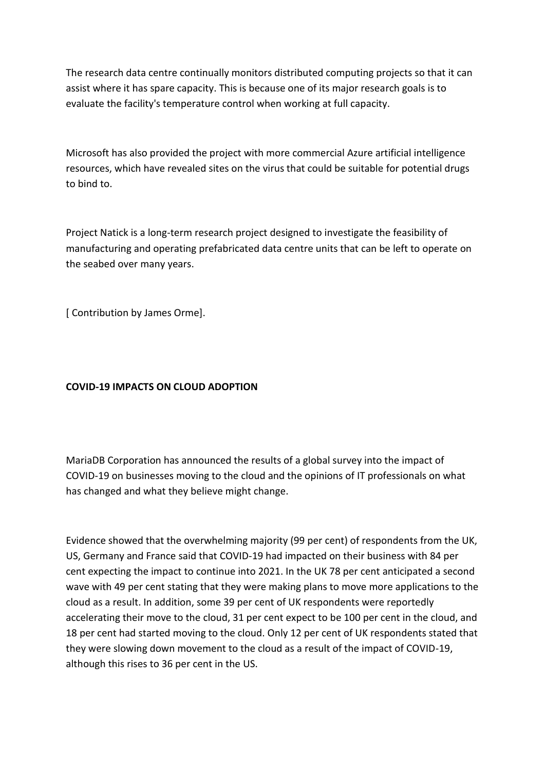The research data centre continually monitors distributed computing projects so that it can assist where it has spare capacity. This is because one of its major research goals is to evaluate the facility's temperature control when working at full capacity.

Microsoft has also provided the project with more commercial Azure artificial intelligence resources, which have revealed sites on the virus that could be suitable for potential drugs to bind to.

Project Natick is a long-term research project designed to investigate the feasibility of manufacturing and operating prefabricated data centre units that can be left to operate on the seabed over many years.

[ Contribution by James Orme].

**COVID-19 IMPACTS ON CLOUD ADOPTION**

MariaDB Corporation has announced the results of a global survey into the impact of COVID-19 on businesses moving to the cloud and the opinions of IT professionals on what has changed and what they believe might change.

Evidence showed that the overwhelming majority (99 per cent) of respondents from the UK, US, Germany and France said that COVID-19 had impacted on their business with 84 per cent expecting the impact to continue into 2021. In the UK 78 per cent anticipated a second wave with 49 per cent stating that they were making plans to move more applications to the cloud as a result. In addition, some 39 per cent of UK respondents were reportedly accelerating their move to the cloud, 31 per cent expect to be 100 per cent in the cloud, and 18 per cent had started moving to the cloud. Only 12 per cent of UK respondents stated that they were slowing down movement to the cloud as a result of the impact of COVID-19, although this rises to 36 per cent in the US.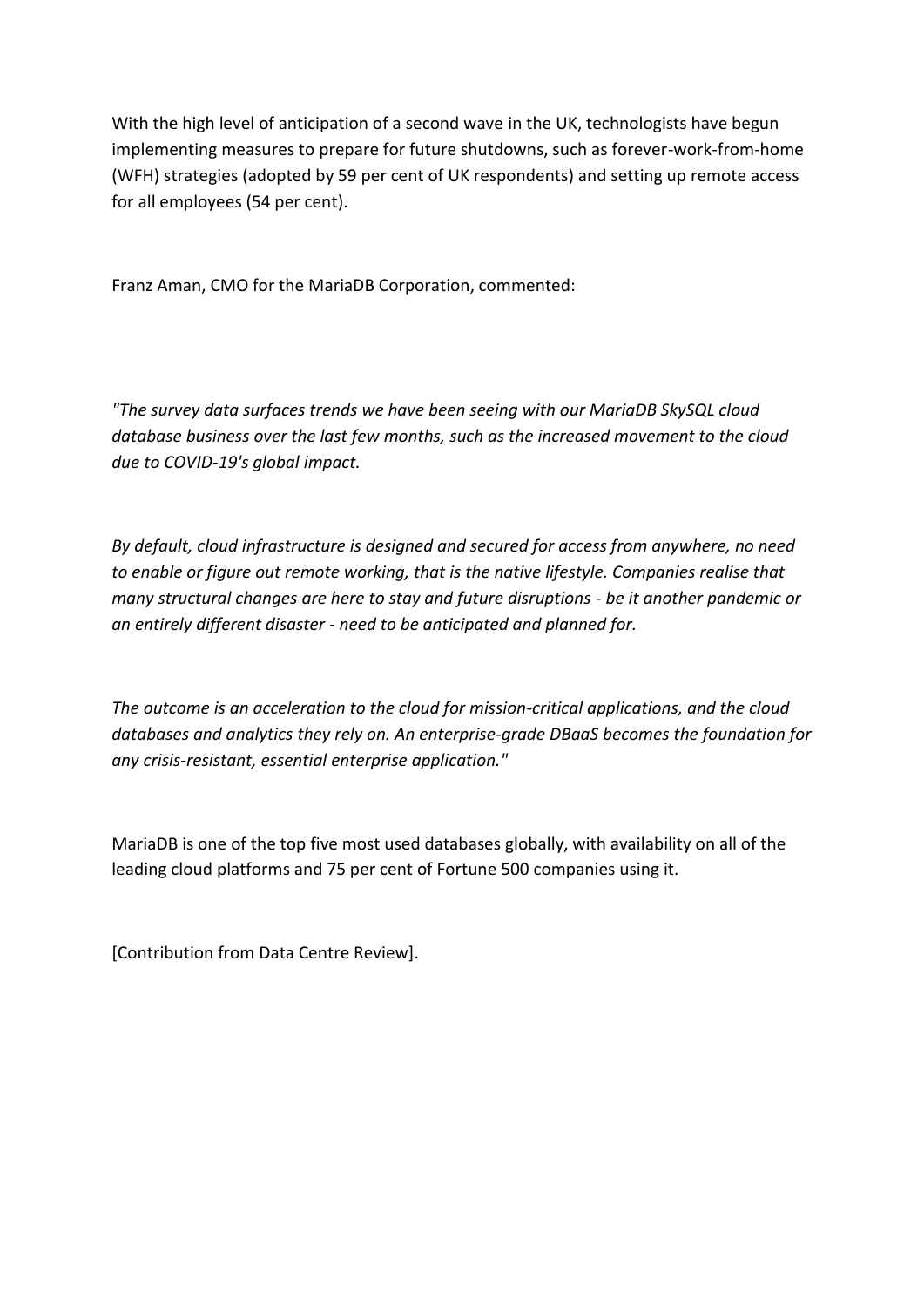With the high level of anticipation of a second wave in the UK, technologists have begun implementing measures to prepare for future shutdowns, such as forever-work-from-home (WFH) strategies (adopted by 59 per cent of UK respondents) and setting up remote access for all employees (54 per cent).

Franz Aman, CMO for the MariaDB Corporation, commented:

*"The survey data surfaces trends we have been seeing with our MariaDB SkySQL cloud database business over the last few months, such as the increased movement to the cloud due to COVID-19's global impact.*

*By default, cloud infrastructure is designed and secured for access from anywhere, no need to enable or figure out remote working, that is the native lifestyle. Companies realise that many structural changes are here to stay and future disruptions - be it another pandemic or an entirely different disaster - need to be anticipated and planned for.*

*The outcome is an acceleration to the cloud for mission-critical applications, and the cloud databases and analytics they rely on. An enterprise-grade DBaaS becomes the foundation for any crisis-resistant, essential enterprise application."*

MariaDB is one of the top five most used databases globally, with availability on all of the leading cloud platforms and 75 per cent of Fortune 500 companies using it.

[Contribution from Data Centre Review].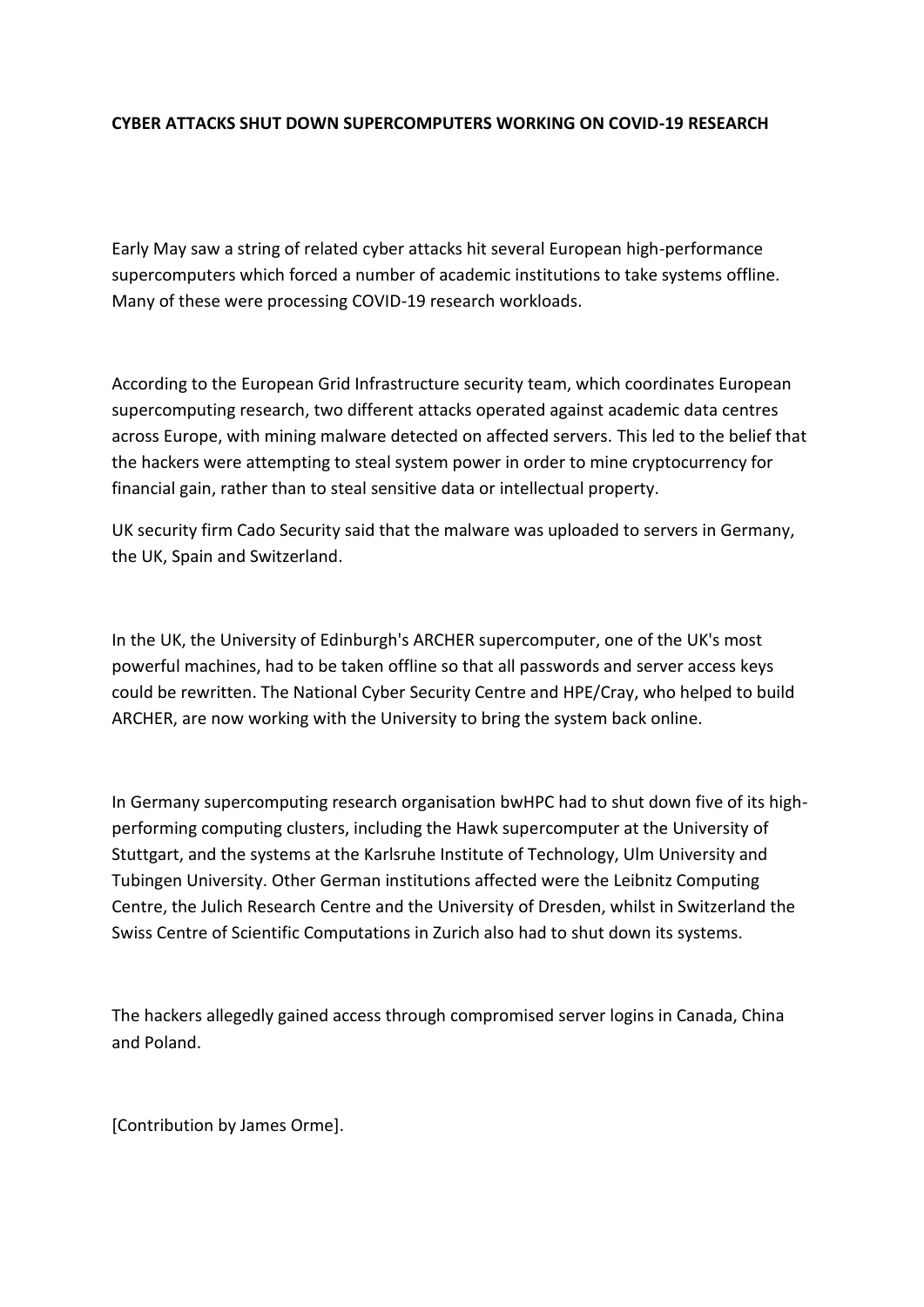## CYBER ATTACKS SHUT DOWN SUPERCOMPUTERS WORKING ON COVID-19 RESEARCH

Early May saw a string of related cyber attacks hit several European high-performance supercomputers which forced a number of academic institutions to take systems offline. Many of these were processing COVID-19 research workloads.

According to the European Grid Infrastructure security team, which coordinates European supercomputing research, two different attacks operated against academic data centres across Europe, with mining malware detected on affected servers. This led to the belief that the hackers were attempting to steal system power in order to mine cryptocurrency for financial gain, rather than to steal sensitive data or intellectual property.

UK security firm Cado Security said that the malware was uploaded to servers in Germany, the UK, Spain and Switzerland.

In the UK, the University of Edinburgh's ARCHER supercomputer, one of the UK's most powerful machines, had to be taken offline so that all passwords and server access keys could be rewritten. The National Cyber Security Centre and HPE/Cray, who helped to build ARCHER, are now working with the University to bring the system back online.

In Germany supercomputing research organisation bwHPC had to shut down five of its high-performing computing clusters, including the Hawk supercomputer at the University of Stuttgart, and the systems at the Karlsruhe Institute of Technology, Ulm University and Tubingen University. Other German institutions affected were the Leibnitz Computing Centre, the Julich Research Centre and the University of Dresden, whilst in Switzerland the Swiss Centre of Scientific Computations in Zurich also had to shut down its systems.

The hackers allegedly gained access through compromised server logins in Canada, China and Poland.

[Contribution by James Orme].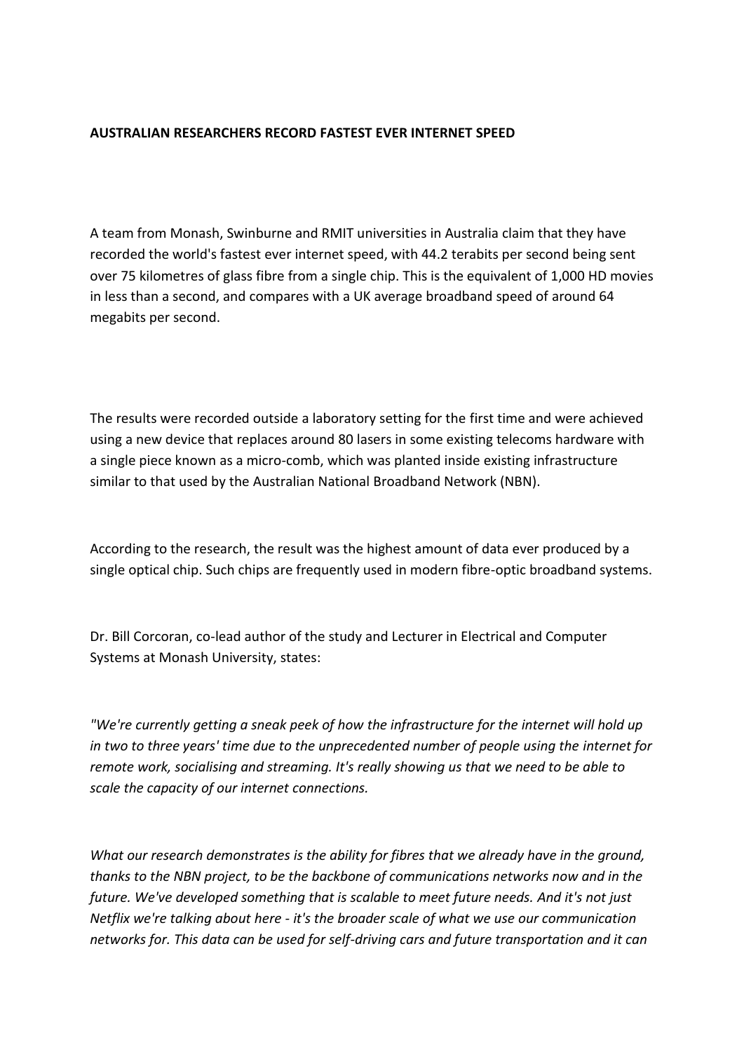**AUSTRALIAN RESEARCHERS RECORD FASTEST EVER INTERNET SPEED**

A team from Monash, Swinburne and RMIT universities in Australia claim that they have recorded the world's fastest ever internet speed, with 44.2 terabits per second being sent over 75 kilometres of glass fibre from a single chip. This is the equivalent of 1,000 HD movies in less than a second, and compares with a UK average broadband speed of around 64 megabits per second.

The results were recorded outside a laboratory setting for the first time and were achieved using a new device that replaces around 80 lasers in some existing telecoms hardware with a single piece known as a micro-comb, which was planted inside existing infrastructure similar to that used by the Australian National Broadband Network (NBN).

According to the research, the result was the highest amount of data ever produced by a single optical chip. Such chips are frequently used in modern fibre-optic broadband systems.

Dr. Bill Corcoran, co-lead author of the study and Lecturer in Electrical and Computer Systems at Monash University, states:

*"We're currently getting a sneak peek of how the infrastructure for the internet will hold up in two to three years' time due to the unprecedented number of people using the internet for remote work, socialising and streaming. It's really showing us that we need to be able to scale the capacity of our internet connections.*

*What our research demonstrates is the ability for fibres that we already have in the ground, thanks to the NBN project, to be the backbone of communications networks now and in the future. We've developed something that is scalable to meet future needs. And it's not just Netflix we're talking about here - it's the broader scale of what we use our communication networks for. This data can be used for self-driving cars and future transportation and it can*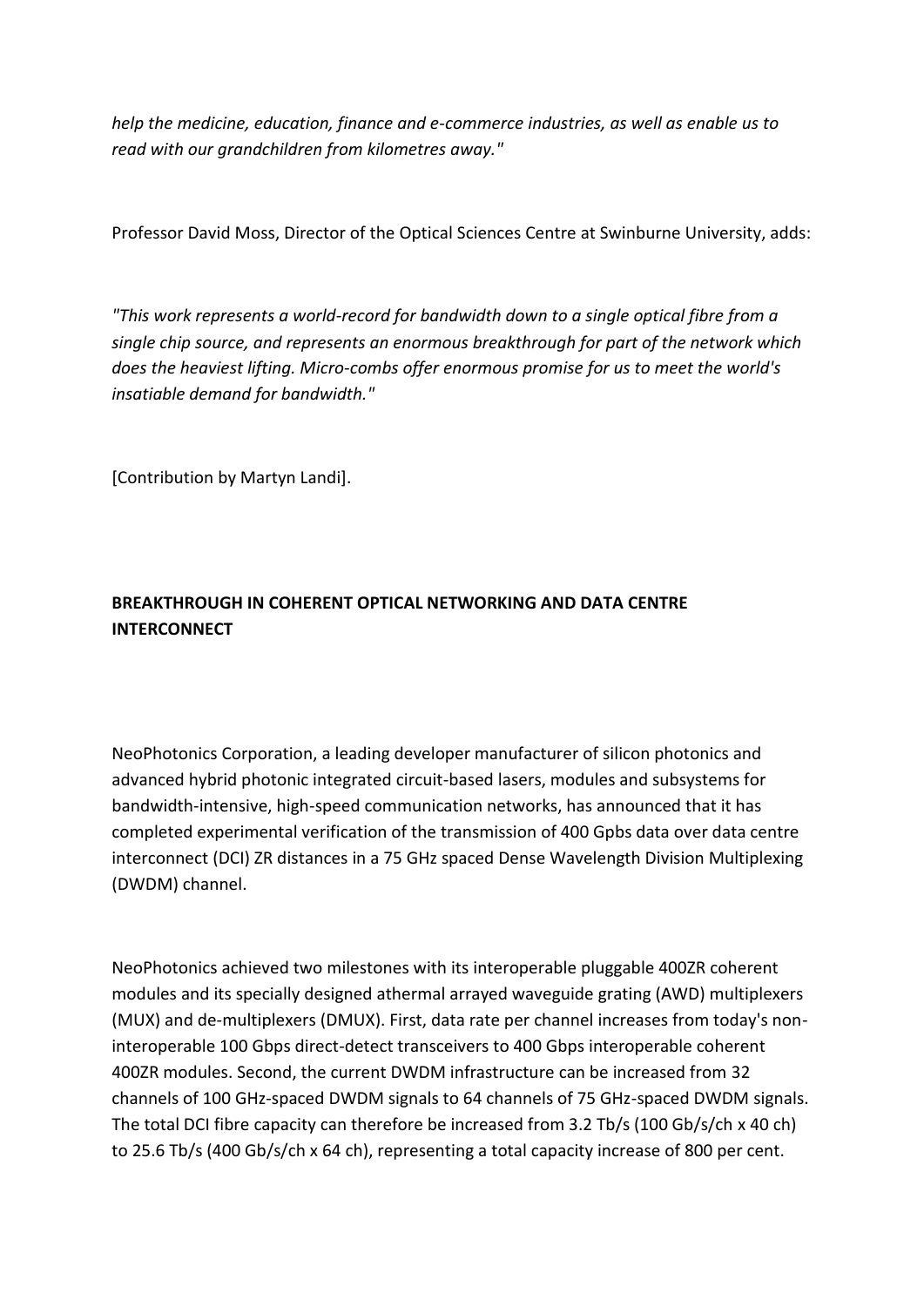*help the medicine, education, finance and e-commerce industries, as well as enable us to read with our grandchildren from kilometres away."*

Professor David Moss, Director of the Optical Sciences Centre at Swinburne University, adds:

*"This work represents a world-record for bandwidth down to a single optical fibre from a single chip source, and represents an enormous breakthrough for part of the network which does the heaviest lifting. Micro-combs offer enormous promise for us to meet the world's insatiable demand for bandwidth."*

[Contribution by Martyn Landi].

**BREAKTHROUGH IN COHERENT OPTICAL NETWORKING AND DATA CENTRE INTERCONNECT**

NeoPhotonics Corporation, a leading developer manufacturer of silicon photonics and advanced hybrid photonic integrated circuit-based lasers, modules and subsystems for bandwidth-intensive, high-speed communication networks, has announced that it has completed experimental verification of the transmission of 400 Gpbs data over data centre interconnect (DCI) ZR distances in a 75 GHz spaced Dense Wavelength Division Multiplexing (DWDM) channel.

NeoPhotonics achieved two milestones with its interoperable pluggable 400ZR coherent modules and its specially designed athermal arrayed waveguide grating (AWD) multiplexers (MUX) and de-multiplexers (DMUX). First, data rate per channel increases from today's non-interoperable 100 Gbps direct-detect transceivers to 400 Gbps interoperable coherent 400ZR modules. Second, the current DWDM infrastructure can be increased from 32 channels of 100 GHz-spaced DWDM signals to 64 channels of 75 GHz-spaced DWDM signals. The total DCI fibre capacity can therefore be increased from 3.2 Tb/s (100 Gb/s/ch x 40 ch) to 25.6 Tb/s (400 Gb/s/ch x 64 ch), representing a total capacity increase of 800 per cent.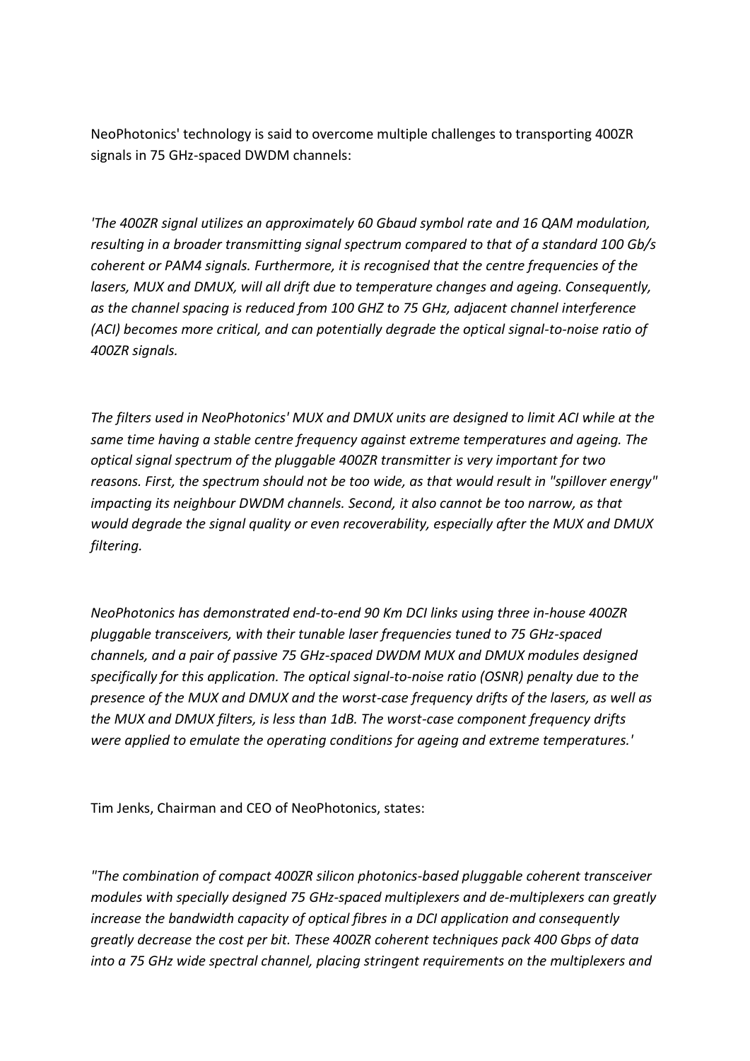NeoPhotonics' technology is said to overcome multiple challenges to transporting 400ZR signals in 75 GHz-spaced DWDM channels:

*'The 400ZR signal utilizes an approximately 60 Gbaud symbol rate and 16 QAM modulation, resulting in a broader transmitting signal spectrum compared to that of a standard 100 Gb/s coherent or PAM4 signals. Furthermore, it is recognised that the centre frequencies of the lasers, MUX and DMUX, will all drift due to temperature changes and ageing. Consequently, as the channel spacing is reduced from 100 GHZ to 75 GHz, adjacent channel interference (ACI) becomes more critical, and can potentially degrade the optical signal-to-noise ratio of 400ZR signals.*

*The filters used in NeoPhotonics' MUX and DMUX units are designed to limit ACI while at the same time having a stable centre frequency against extreme temperatures and ageing. The optical signal spectrum of the pluggable 400ZR transmitter is very important for two reasons. First, the spectrum should not be too wide, as that would result in "spillover energy" impacting its neighbour DWDM channels. Second, it also cannot be too narrow, as that would degrade the signal quality or even recoverability, especially after the MUX and DMUX filtering.*

*NeoPhotonics has demonstrated end-to-end 90 Km DCI links using three in-house 400ZR pluggable transceivers, with their tunable laser frequencies tuned to 75 GHz-spaced channels, and a pair of passive 75 GHz-spaced DWDM MUX and DMUX modules designed specifically for this application. The optical signal-to-noise ratio (OSNR) penalty due to the presence of the MUX and DMUX and the worst-case frequency drifts of the lasers, as well as the MUX and DMUX filters, is less than 1dB. The worst-case component frequency drifts were applied to emulate the operating conditions for ageing and extreme temperatures.'*

Tim Jenks, Chairman and CEO of NeoPhotonics, states:

*"The combination of compact 400ZR silicon photonics-based pluggable coherent transceiver modules with specially designed 75 GHz-spaced multiplexers and de-multiplexers can greatly increase the bandwidth capacity of optical fibres in a DCI application and consequently greatly decrease the cost per bit. These 400ZR coherent techniques pack 400 Gbps of data into a 75 GHz wide spectral channel, placing stringent requirements on the multiplexers and*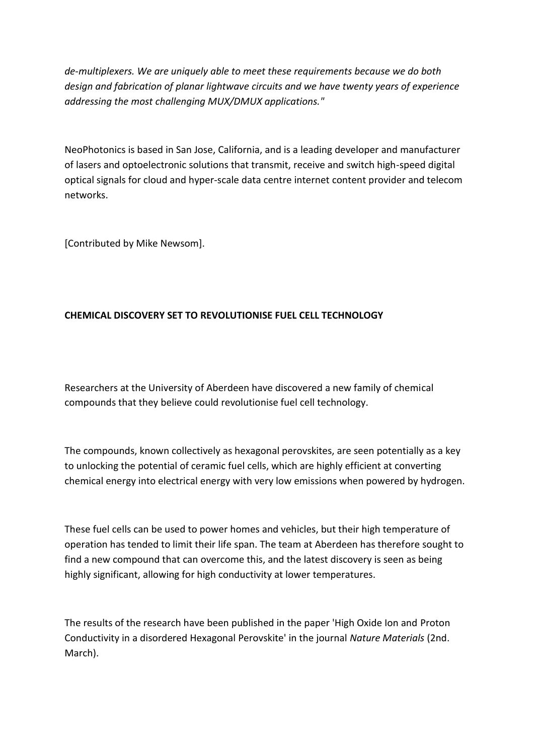*de-multiplexers. We are uniquely able to meet these requirements because we do both design and fabrication of planar lightwave circuits and we have twenty years of experience addressing the most challenging MUX/DMUX applications."*

NeoPhotonics is based in San Jose, California, and is a leading developer and manufacturer of lasers and optoelectronic solutions that transmit, receive and switch high-speed digital optical signals for cloud and hyper-scale data centre internet content provider and telecom networks.

[Contributed by Mike Newsom].

**CHEMICAL DISCOVERY SET TO REVOLUTIONISE FUEL CELL TECHNOLOGY**

Researchers at the University of Aberdeen have discovered a new family of chemical compounds that they believe could revolutionise fuel cell technology.

The compounds, known collectively as hexagonal perovskites, are seen potentially as a key to unlocking the potential of ceramic fuel cells, which are highly efficient at converting chemical energy into electrical energy with very low emissions when powered by hydrogen.

These fuel cells can be used to power homes and vehicles, but their high temperature of operation has tended to limit their life span. The team at Aberdeen has therefore sought to find a new compound that can overcome this, and the latest discovery is seen as being highly significant, allowing for high conductivity at lower temperatures.

The results of the research have been published in the paper 'High Oxide Ion and Proton Conductivity in a disordered Hexagonal Perovskite' in the journal *Nature Materials* (2nd. March).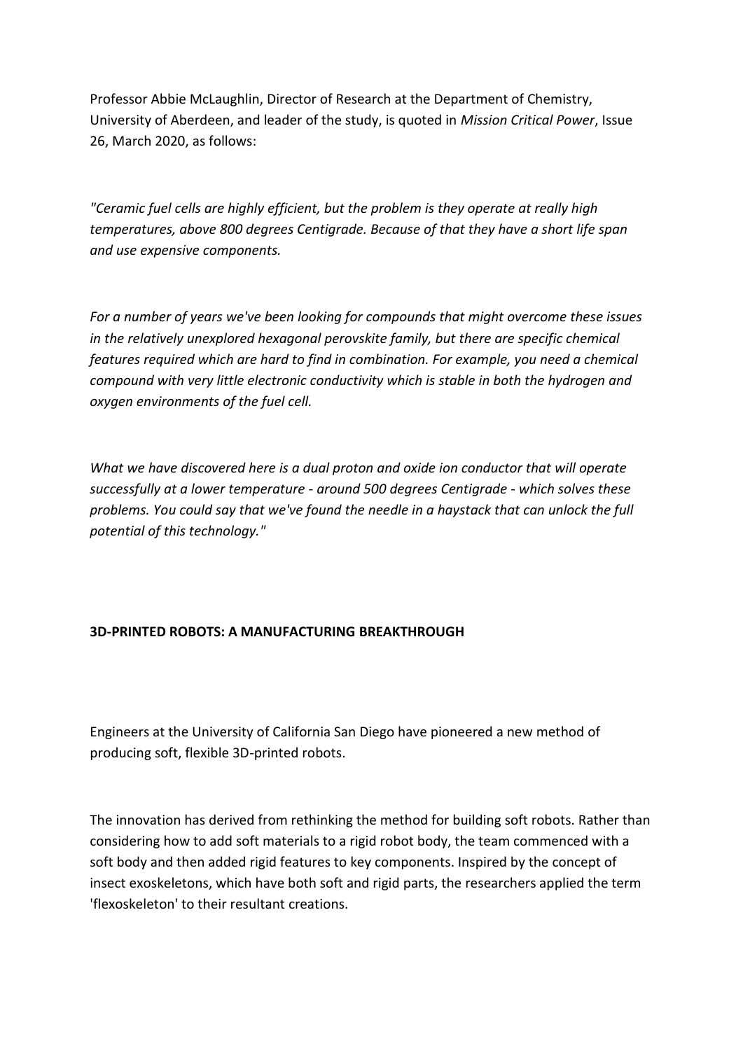Professor Abbie McLaughlin, Director of Research at the Department of Chemistry, University of Aberdeen, and leader of the study, is quoted in *Mission Critical Power*, Issue 26, March 2020, as follows:

*"Ceramic fuel cells are highly efficient, but the problem is they operate at really high temperatures, above 800 degrees Centigrade. Because of that they have a short life span and use expensive components.*

*For a number of years we've been looking for compounds that might overcome these issues in the relatively unexplored hexagonal perovskite family, but there are specific chemical features required which are hard to find in combination. For example, you need a chemical compound with very little electronic conductivity which is stable in both the hydrogen and oxygen environments of the fuel cell.*

*What we have discovered here is a dual proton and oxide ion conductor that will operate successfully at a lower temperature - around 500 degrees Centigrade - which solves these problems. You could say that we've found the needle in a haystack that can unlock the full potential of this technology."*

## 3D-PRINTED ROBOTS: A MANUFACTURING BREAKTHROUGH

Engineers at the University of California San Diego have pioneered a new method of producing soft, flexible 3D-printed robots.

The innovation has derived from rethinking the method for building soft robots. Rather than considering how to add soft materials to a rigid robot body, the team commenced with a soft body and then added rigid features to key components. Inspired by the concept of insect exoskeletons, which have both soft and rigid parts, the researchers applied the term 'flexoskeleton' to their resultant creations.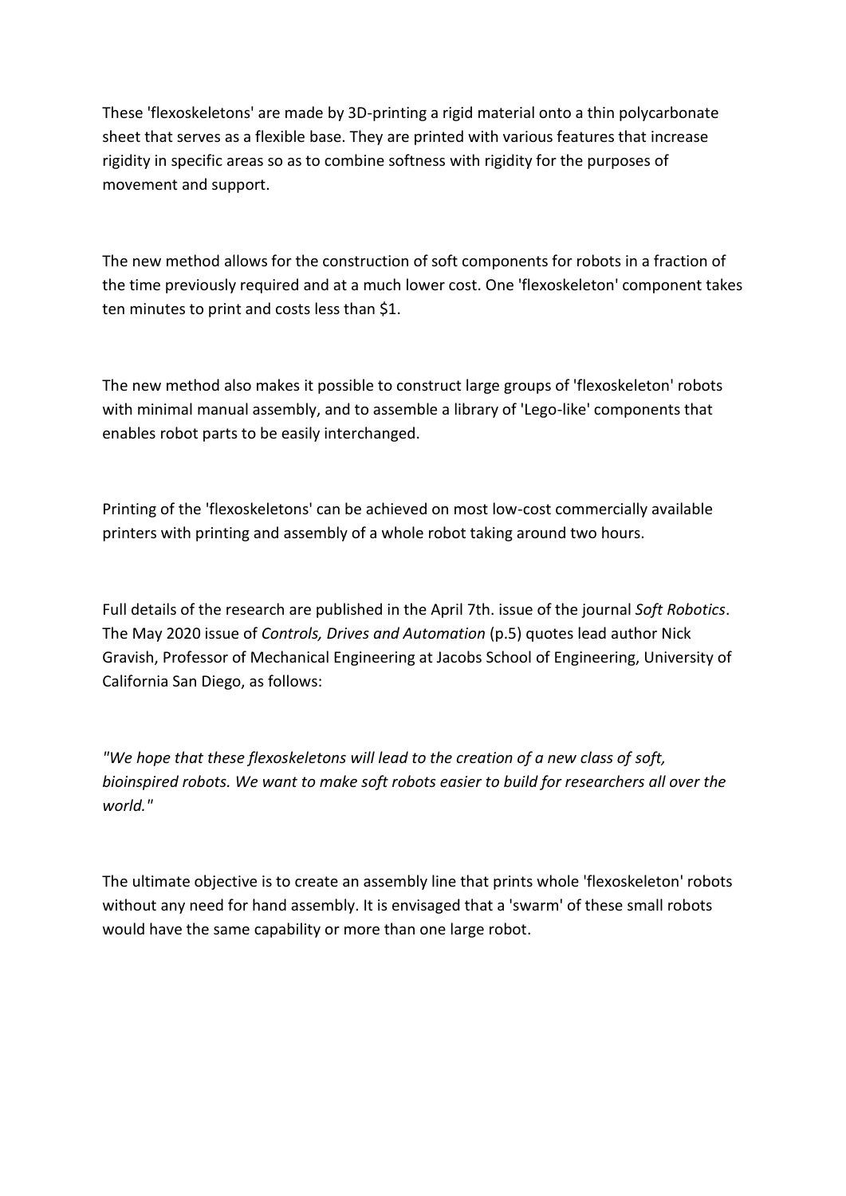These 'flexoskeletons' are made by 3D-printing a rigid material onto a thin polycarbonate sheet that serves as a flexible base. They are printed with various features that increase rigidity in specific areas so as to combine softness with rigidity for the purposes of movement and support.

The new method allows for the construction of soft components for robots in a fraction of the time previously required and at a much lower cost. One 'flexoskeleton' component takes ten minutes to print and costs less than $1.

The new method also makes it possible to construct large groups of 'flexoskeleton' robots with minimal manual assembly, and to assemble a library of 'Lego-like' components that enables robot parts to be easily interchanged.

Printing of the 'flexoskeletons' can be achieved on most low-cost commercially available printers with printing and assembly of a whole robot taking around two hours.

Full details of the research are published in the April 7th. issue of the journal *Soft Robotics*. The May 2020 issue of *Controls, Drives and Automation* (p.5) quotes lead author Nick Gravish, Professor of Mechanical Engineering at Jacobs School of Engineering, University of California San Diego, as follows:

*"We hope that these flexoskeletons will lead to the creation of a new class of soft, bioinspired robots. We want to make soft robots easier to build for researchers all over the world."*

The ultimate objective is to create an assembly line that prints whole 'flexoskeleton' robots without any need for hand assembly. It is envisaged that a 'swarm' of these small robots would have the same capability or more than one large robot.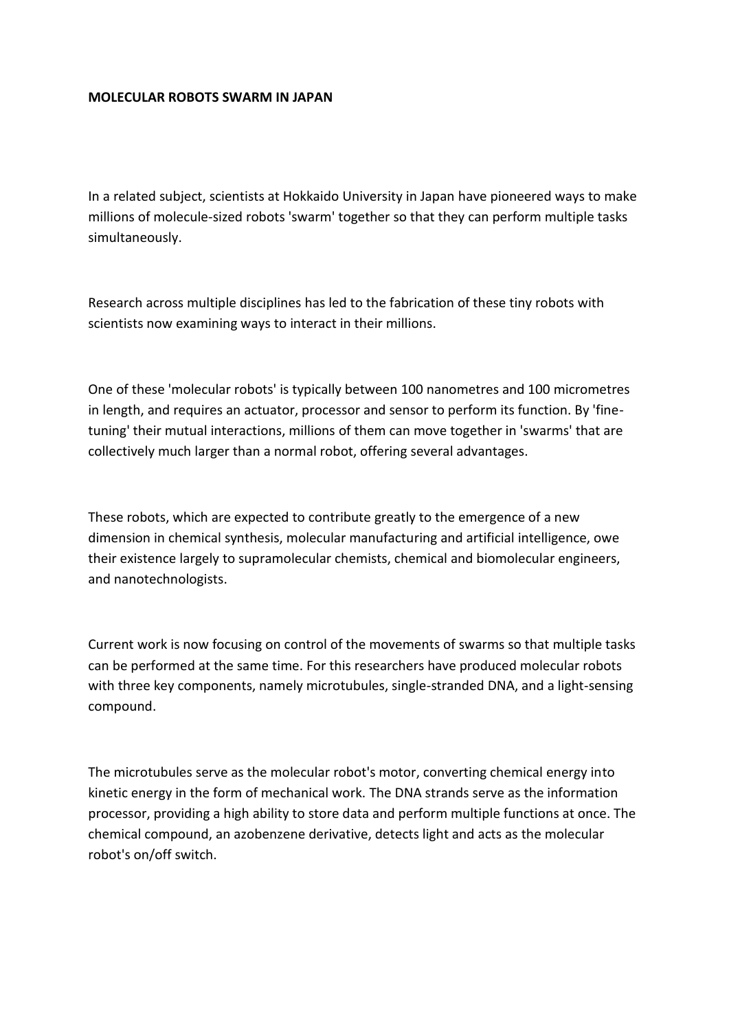**MOLECULAR ROBOTS SWARM IN JAPAN**

In a related subject, scientists at Hokkaido University in Japan have pioneered ways to make millions of molecule-sized robots 'swarm' together so that they can perform multiple tasks simultaneously.

Research across multiple disciplines has led to the fabrication of these tiny robots with scientists now examining ways to interact in their millions.

One of these 'molecular robots' is typically between 100 nanometres and 100 micrometres in length, and requires an actuator, processor and sensor to perform its function. By 'fine-tuning' their mutual interactions, millions of them can move together in 'swarms' that are collectively much larger than a normal robot, offering several advantages.

These robots, which are expected to contribute greatly to the emergence of a new dimension in chemical synthesis, molecular manufacturing and artificial intelligence, owe their existence largely to supramolecular chemists, chemical and biomolecular engineers, and nanotechnologists.

Current work is now focusing on control of the movements of swarms so that multiple tasks can be performed at the same time. For this researchers have produced molecular robots with three key components, namely microtubules, single-stranded DNA, and a light-sensing compound.

The microtubules serve as the molecular robot's motor, converting chemical energy into kinetic energy in the form of mechanical work. The DNA strands serve as the information processor, providing a high ability to store data and perform multiple functions at once. The chemical compound, an azobenzene derivative, detects light and acts as the molecular robot's on/off switch.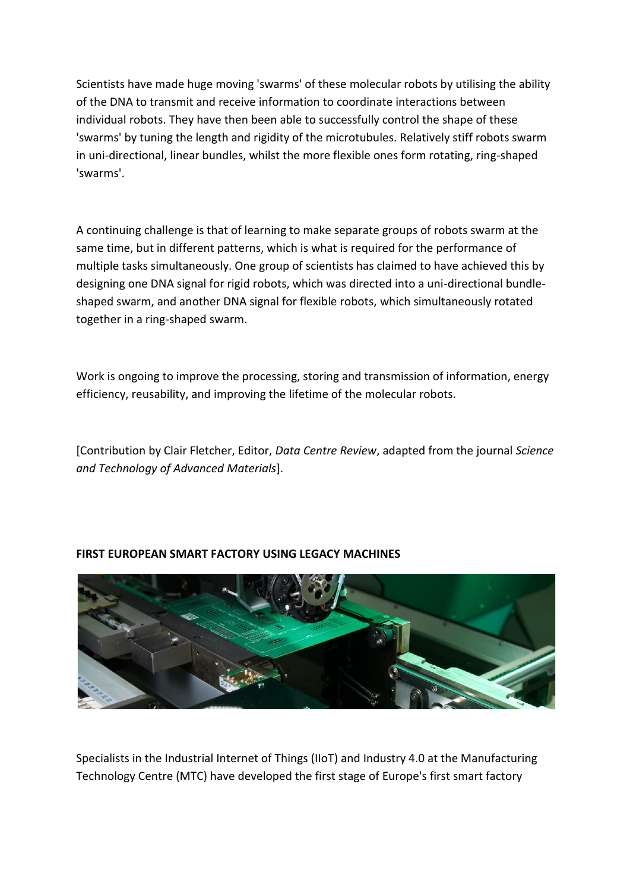Scientists have made huge moving 'swarms' of these molecular robots by utilising the ability of the DNA to transmit and receive information to coordinate interactions between individual robots. They have then been able to successfully control the shape of these 'swarms' by tuning the length and rigidity of the microtubules. Relatively stiff robots swarm in uni-directional, linear bundles, whilst the more flexible ones form rotating, ring-shaped 'swarms'.

A continuing challenge is that of learning to make separate groups of robots swarm at the same time, but in different patterns, which is what is required for the performance of multiple tasks simultaneously. One group of scientists has claimed to have achieved this by designing one DNA signal for rigid robots, which was directed into a uni-directional bundle-shaped swarm, and another DNA signal for flexible robots, which simultaneously rotated together in a ring-shaped swarm.

Work is ongoing to improve the processing, storing and transmission of information, energy efficiency, reusability, and improving the lifetime of the molecular robots.

[Contribution by Clair Fletcher, Editor, *Data Centre Review*, adapted from the journal *Science and Technology of Advanced Materials*].

**FIRST EUROPEAN SMART FACTORY USING LEGACY MACHINES**

Specialists in the Industrial Internet of Things (IIoT) and Industry 4.0 at the Manufacturing Technology Centre (MTC) have developed the first stage of Europe's first smart factory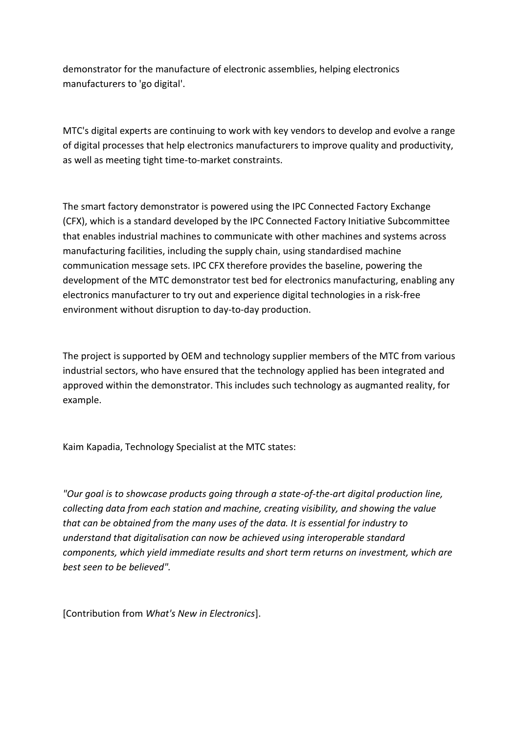demonstrator for the manufacture of electronic assemblies, helping electronics manufacturers to 'go digital'.

MTC's digital experts are continuing to work with key vendors to develop and evolve a range of digital processes that help electronics manufacturers to improve quality and productivity, as well as meeting tight time-to-market constraints.

The smart factory demonstrator is powered using the IPC Connected Factory Exchange (CFX), which is a standard developed by the IPC Connected Factory Initiative Subcommittee that enables industrial machines to communicate with other machines and systems across manufacturing facilities, including the supply chain, using standardised machine communication message sets. IPC CFX therefore provides the baseline, powering the development of the MTC demonstrator test bed for electronics manufacturing, enabling any electronics manufacturer to try out and experience digital technologies in a risk-free environment without disruption to day-to-day production.

The project is supported by OEM and technology supplier members of the MTC from various industrial sectors, who have ensured that the technology applied has been integrated and approved within the demonstrator. This includes such technology as augmanted reality, for example.

Kaim Kapadia, Technology Specialist at the MTC states:

*"Our goal is to showcase products going through a state-of-the-art digital production line, collecting data from each station and machine, creating visibility, and showing the value that can be obtained from the many uses of the data. It is essential for industry to understand that digitalisation can now be achieved using interoperable standard components, which yield immediate results and short term returns on investment, which are best seen to be believed".*

[Contribution from *What's New in Electronics*].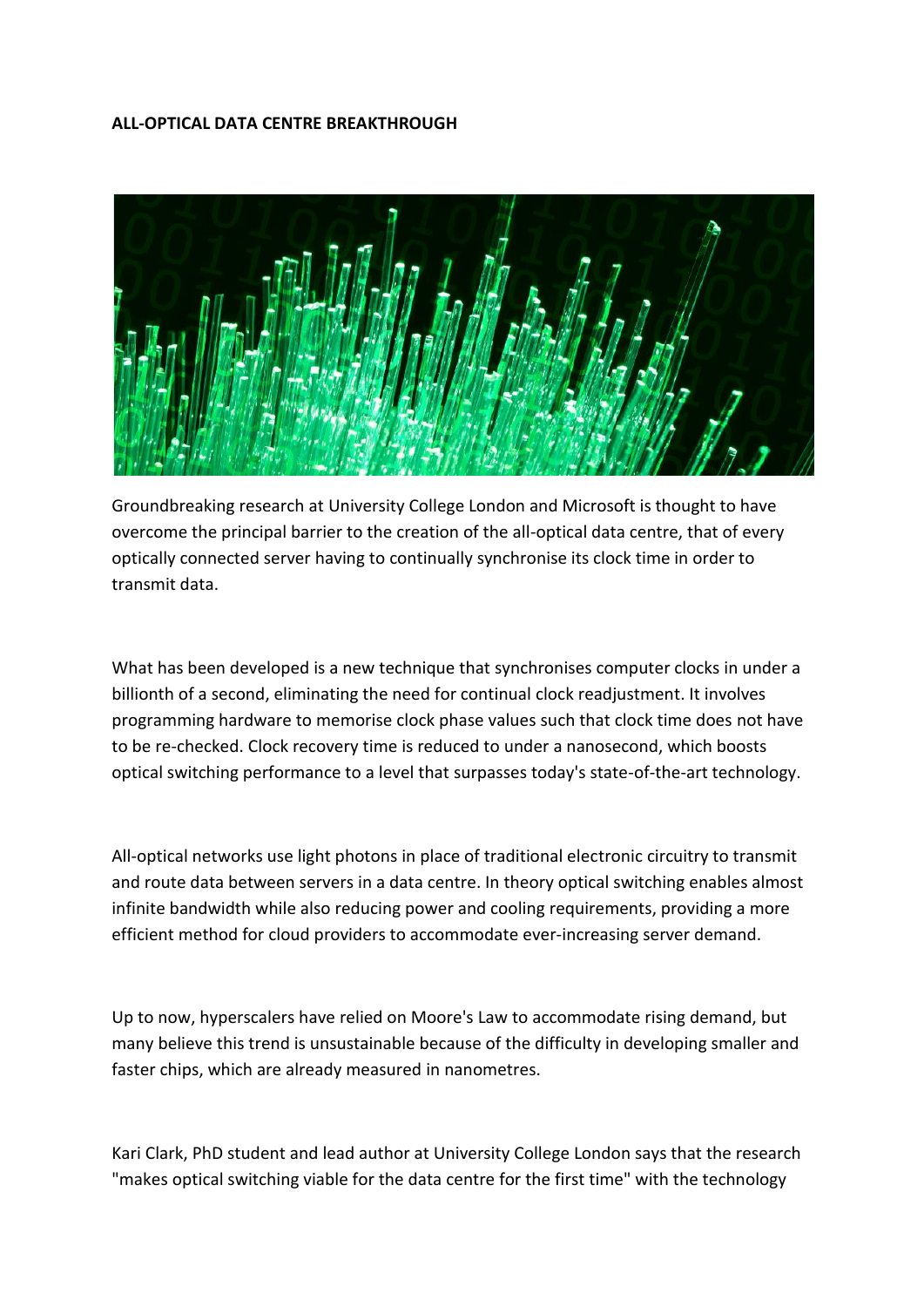**ALL-OPTICAL DATA CENTRE BREAKTHROUGH**

Groundbreaking research at University College London and Microsoft is thought to have overcome the principal barrier to the creation of the all-optical data centre, that of every optically connected server having to continually synchronise its clock time in order to transmit data.

What has been developed is a new technique that synchronises computer clocks in under a billionth of a second, eliminating the need for continual clock readjustment. It involves programming hardware to memorise clock phase values such that clock time does not have to be re-checked. Clock recovery time is reduced to under a nanosecond, which boosts optical switching performance to a level that surpasses today's state-of-the-art technology.

All-optical networks use light photons in place of traditional electronic circuitry to transmit and route data between servers in a data centre. In theory optical switching enables almost infinite bandwidth while also reducing power and cooling requirements, providing a more efficient method for cloud providers to accommodate ever-increasing server demand.

Up to now, hyperscalers have relied on Moore's Law to accommodate rising demand, but many believe this trend is unsustainable because of the difficulty in developing smaller and faster chips, which are already measured in nanometres.

Kari Clark, PhD student and lead author at University College London says that the research "makes optical switching viable for the data centre for the first time" with the technology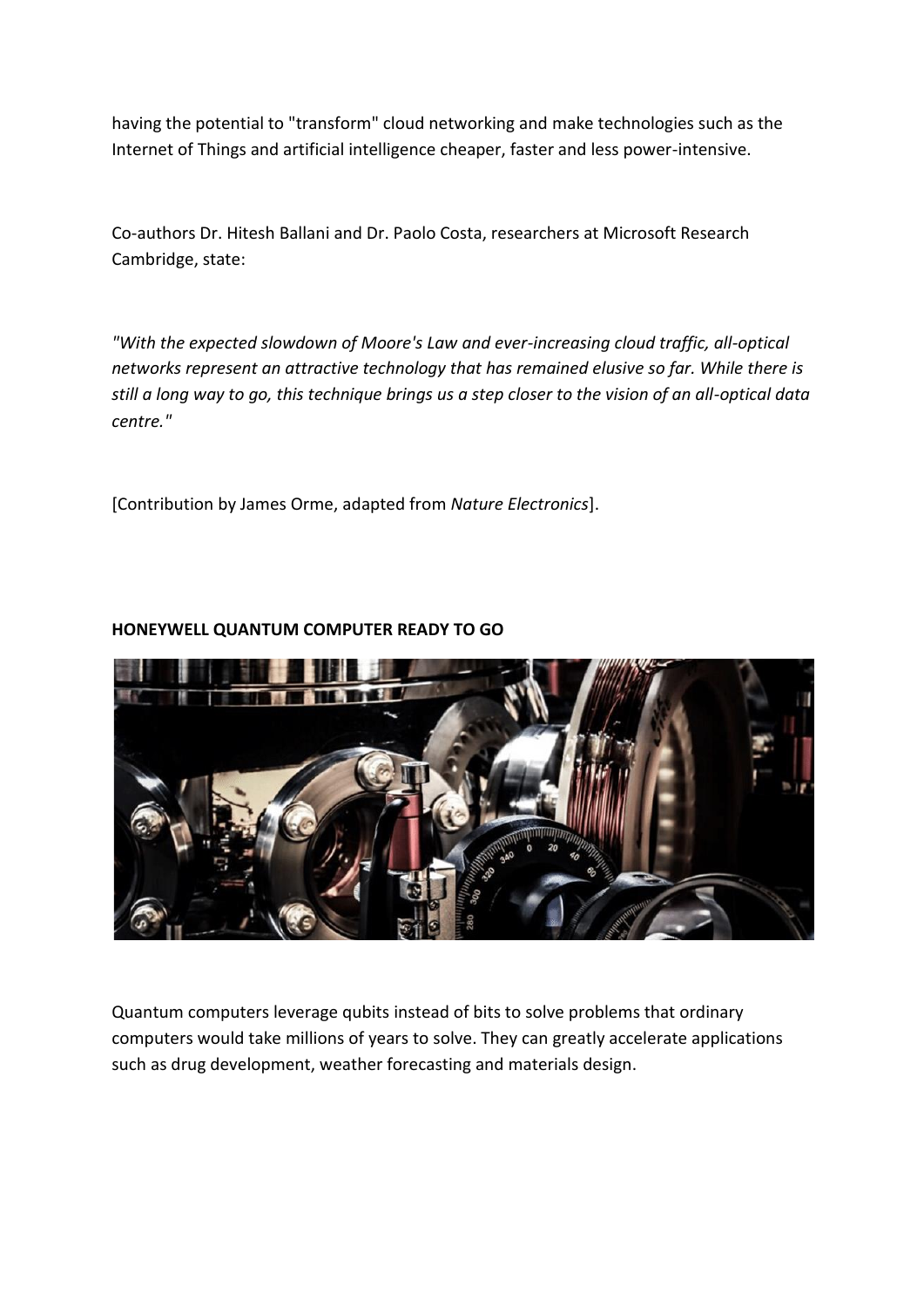having the potential to "transform" cloud networking and make technologies such as the Internet of Things and artificial intelligence cheaper, faster and less power-intensive.

Co-authors Dr. Hitesh Ballani and Dr. Paolo Costa, researchers at Microsoft Research Cambridge, state:

*"With the expected slowdown of Moore's Law and ever-increasing cloud traffic, all-optical networks represent an attractive technology that has remained elusive so far. While there is still a long way to go, this technique brings us a step closer to the vision of an all-optical data centre."*

[Contribution by James Orme, adapted from *Nature Electronics*].

**HONEYWELL QUANTUM COMPUTER READY TO GO**

Quantum computers leverage qubits instead of bits to solve problems that ordinary computers would take millions of years to solve. They can greatly accelerate applications such as drug development, weather forecasting and materials design.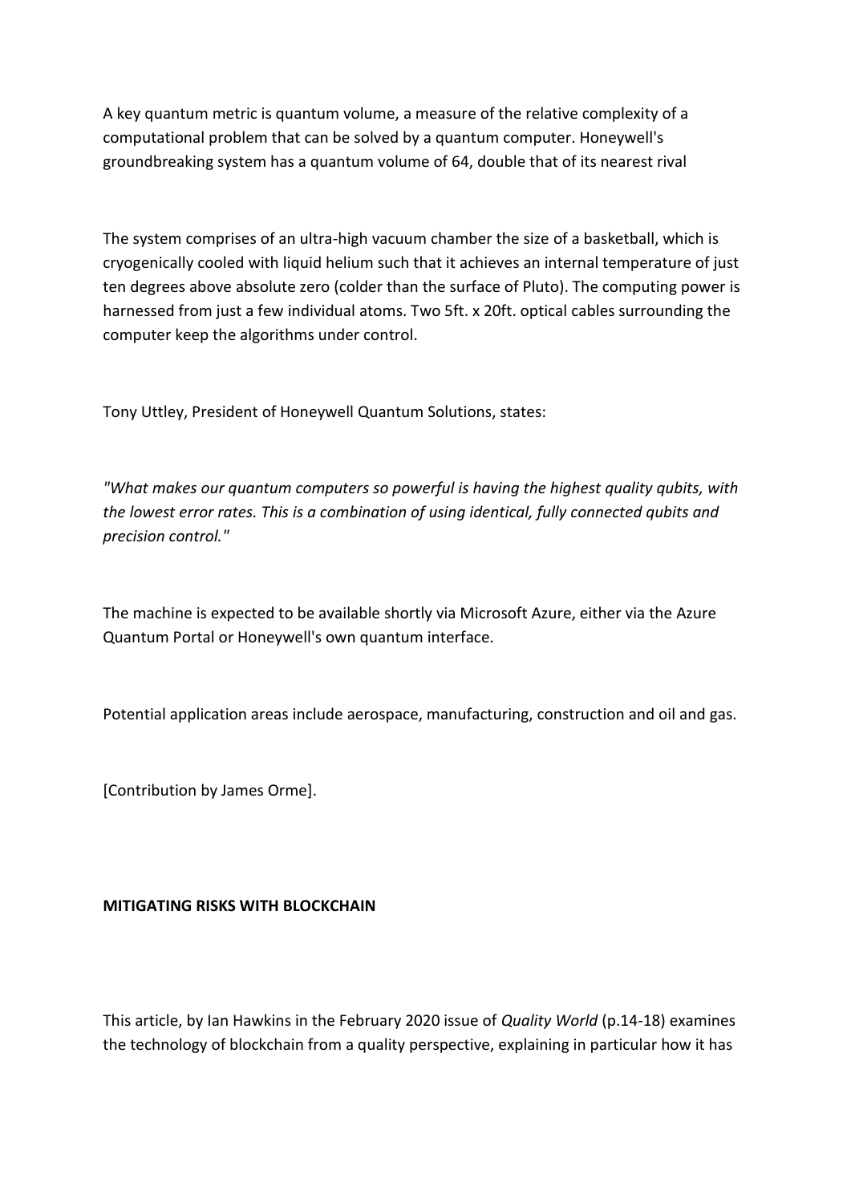A key quantum metric is quantum volume, a measure of the relative complexity of a computational problem that can be solved by a quantum computer. Honeywell's groundbreaking system has a quantum volume of 64, double that of its nearest rival

The system comprises of an ultra-high vacuum chamber the size of a basketball, which is cryogenically cooled with liquid helium such that it achieves an internal temperature of just ten degrees above absolute zero (colder than the surface of Pluto). The computing power is harnessed from just a few individual atoms. Two 5ft. x 20ft. optical cables surrounding the computer keep the algorithms under control.

Tony Uttley, President of Honeywell Quantum Solutions, states:

*"What makes our quantum computers so powerful is having the highest quality qubits, with the lowest error rates. This is a combination of using identical, fully connected qubits and precision control."*

The machine is expected to be available shortly via Microsoft Azure, either via the Azure Quantum Portal or Honeywell's own quantum interface.

Potential application areas include aerospace, manufacturing, construction and oil and gas.

[Contribution by James Orme].

**MITIGATING RISKS WITH BLOCKCHAIN**

This article, by Ian Hawkins in the February 2020 issue of *Quality World* (p.14-18) examines the technology of blockchain from a quality perspective, explaining in particular how it has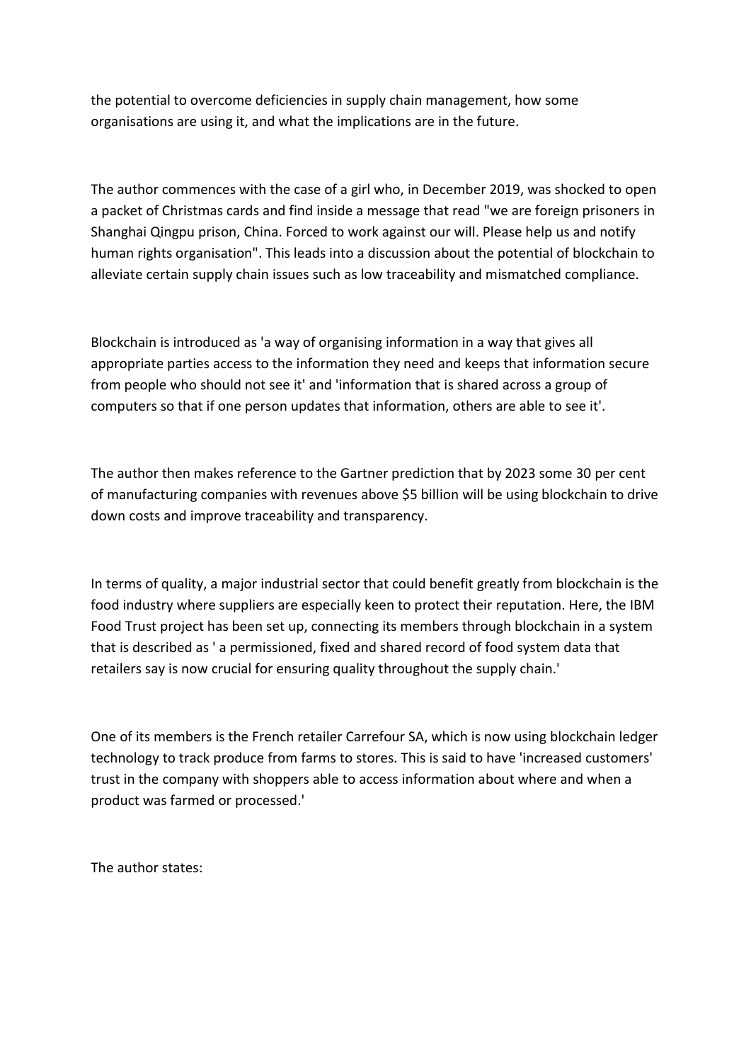the potential to overcome deficiencies in supply chain management, how some organisations are using it, and what the implications are in the future.

The author commences with the case of a girl who, in December 2019, was shocked to open a packet of Christmas cards and find inside a message that read "we are foreign prisoners in Shanghai Qingpu prison, China. Forced to work against our will. Please help us and notify human rights organisation". This leads into a discussion about the potential of blockchain to alleviate certain supply chain issues such as low traceability and mismatched compliance.

Blockchain is introduced as 'a way of organising information in a way that gives all appropriate parties access to the information they need and keeps that information secure from people who should not see it' and 'information that is shared across a group of computers so that if one person updates that information, others are able to see it'.

The author then makes reference to the Gartner prediction that by 2023 some 30 per cent of manufacturing companies with revenues above $5 billion will be using blockchain to drive down costs and improve traceability and transparency.

In terms of quality, a major industrial sector that could benefit greatly from blockchain is the food industry where suppliers are especially keen to protect their reputation. Here, the IBM Food Trust project has been set up, connecting its members through blockchain in a system that is described as ' a permissioned, fixed and shared record of food system data that retailers say is now crucial for ensuring quality throughout the supply chain.'

One of its members is the French retailer Carrefour SA, which is now using blockchain ledger technology to track produce from farms to stores. This is said to have 'increased customers' trust in the company with shoppers able to access information about where and when a product was farmed or processed.'

The author states: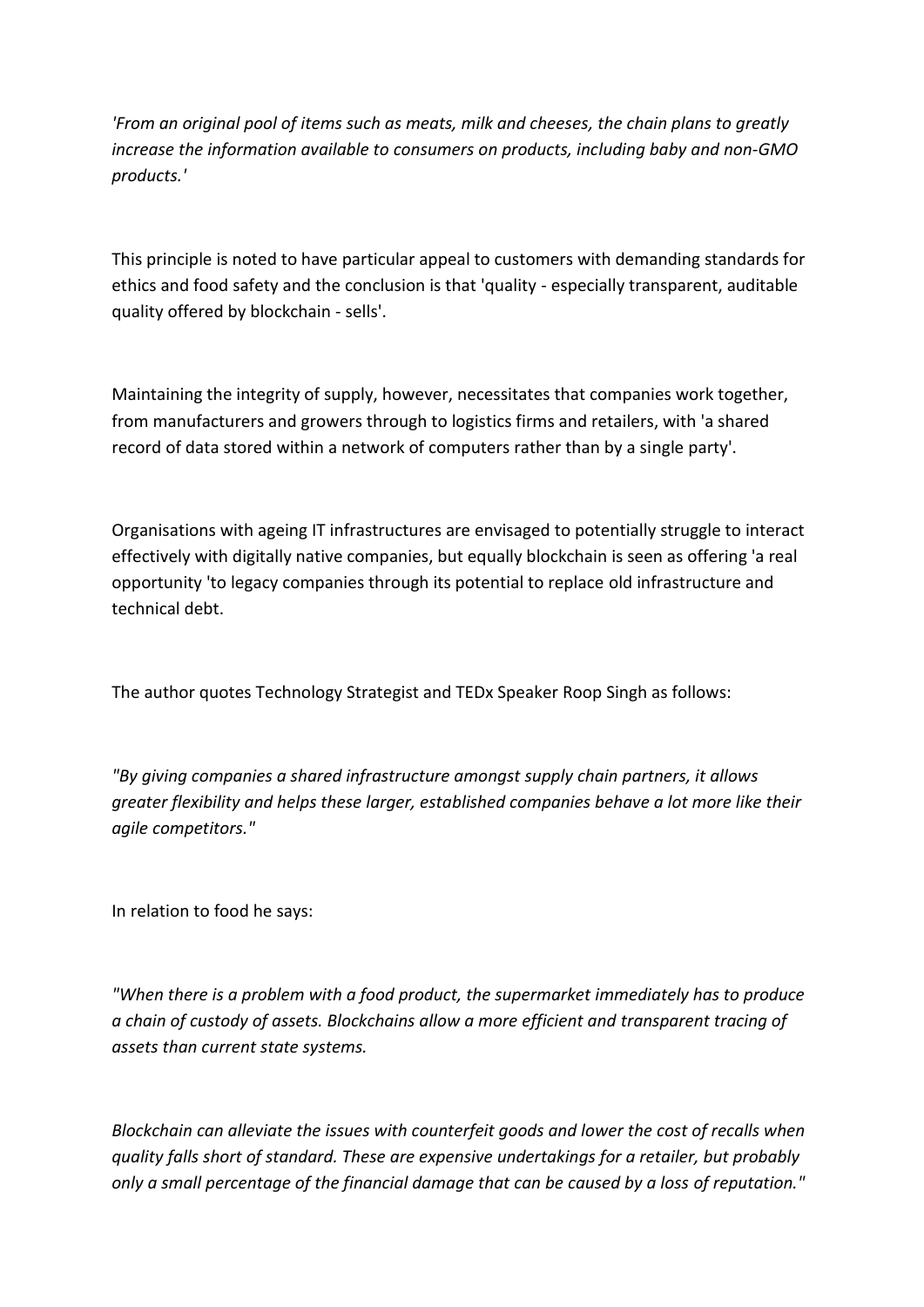*'From an original pool of items such as meats, milk and cheeses, the chain plans to greatly increase the information available to consumers on products, including baby and non-GMO products.'*

This principle is noted to have particular appeal to customers with demanding standards for ethics and food safety and the conclusion is that 'quality - especially transparent, auditable quality offered by blockchain - sells'.

Maintaining the integrity of supply, however, necessitates that companies work together, from manufacturers and growers through to logistics firms and retailers, with 'a shared record of data stored within a network of computers rather than by a single party'.

Organisations with ageing IT infrastructures are envisaged to potentially struggle to interact effectively with digitally native companies, but equally blockchain is seen as offering 'a real opportunity 'to legacy companies through its potential to replace old infrastructure and technical debt.

The author quotes Technology Strategist and TEDx Speaker Roop Singh as follows:

*"By giving companies a shared infrastructure amongst supply chain partners, it allows greater flexibility and helps these larger, established companies behave a lot more like their agile competitors."*

In relation to food he says:

*"When there is a problem with a food product, the supermarket immediately has to produce a chain of custody of assets. Blockchains allow a more efficient and transparent tracing of assets than current state systems.*

*Blockchain can alleviate the issues with counterfeit goods and lower the cost of recalls when quality falls short of standard. These are expensive undertakings for a retailer, but probably only a small percentage of the financial damage that can be caused by a loss of reputation."*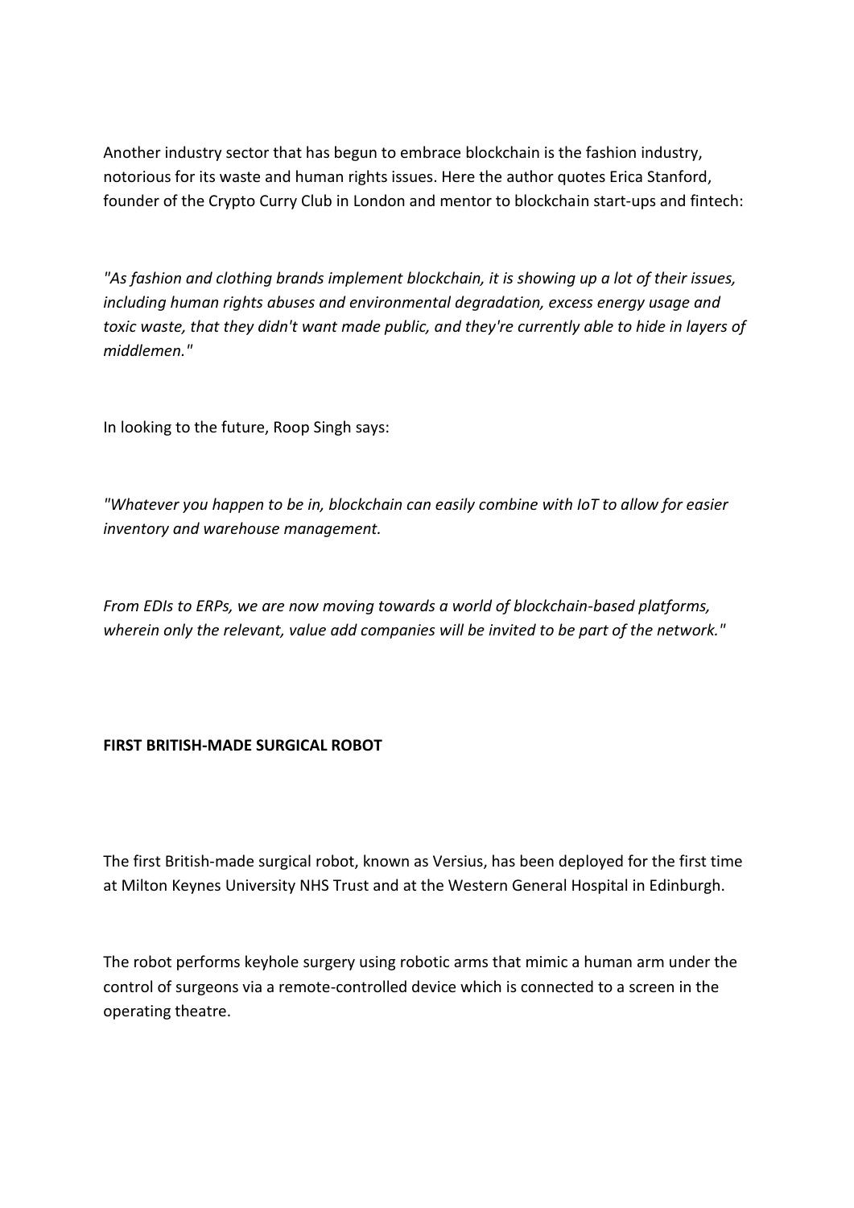Another industry sector that has begun to embrace blockchain is the fashion industry, notorious for its waste and human rights issues. Here the author quotes Erica Stanford, founder of the Crypto Curry Club in London and mentor to blockchain start-ups and fintech:

*"As fashion and clothing brands implement blockchain, it is showing up a lot of their issues, including human rights abuses and environmental degradation, excess energy usage and toxic waste, that they didn't want made public, and they're currently able to hide in layers of middlemen."*

In looking to the future, Roop Singh says:

*"Whatever you happen to be in, blockchain can easily combine with IoT to allow for easier inventory and warehouse management.*

*From EDIs to ERPs, we are now moving towards a world of blockchain-based platforms, wherein only the relevant, value add companies will be invited to be part of the network."*

**FIRST BRITISH-MADE SURGICAL ROBOT**

The first British-made surgical robot, known as Versius, has been deployed for the first time at Milton Keynes University NHS Trust and at the Western General Hospital in Edinburgh.

The robot performs keyhole surgery using robotic arms that mimic a human arm under the control of surgeons via a remote-controlled device which is connected to a screen in the operating theatre.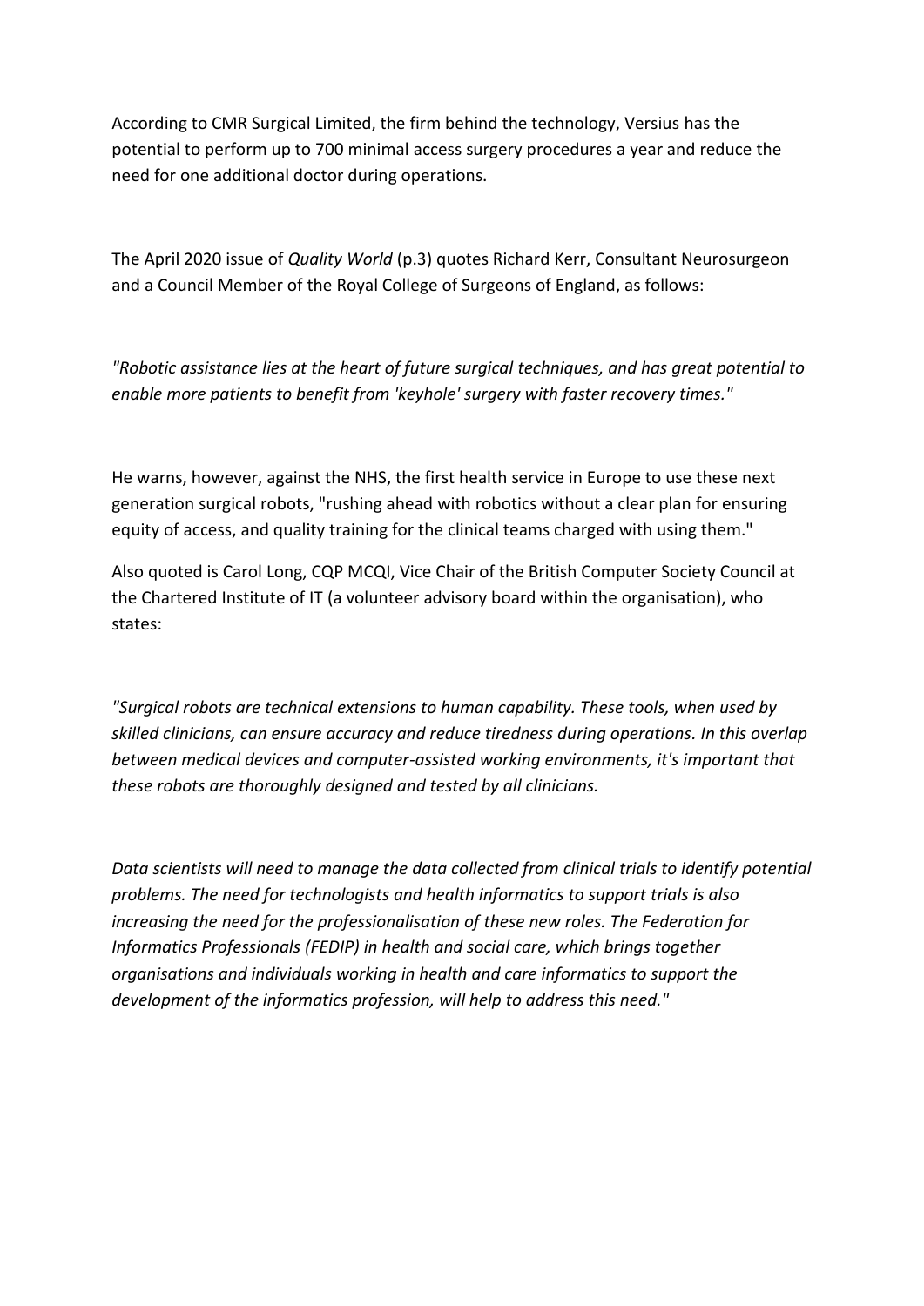According to CMR Surgical Limited, the firm behind the technology, Versius has the potential to perform up to 700 minimal access surgery procedures a year and reduce the need for one additional doctor during operations.

The April 2020 issue of *Quality World* (p.3) quotes Richard Kerr, Consultant Neurosurgeon and a Council Member of the Royal College of Surgeons of England, as follows:

*"Robotic assistance lies at the heart of future surgical techniques, and has great potential to enable more patients to benefit from 'keyhole' surgery with faster recovery times."*

He warns, however, against the NHS, the first health service in Europe to use these next generation surgical robots, "rushing ahead with robotics without a clear plan for ensuring equity of access, and quality training for the clinical teams charged with using them."

Also quoted is Carol Long, CQP MCQI, Vice Chair of the British Computer Society Council at the Chartered Institute of IT (a volunteer advisory board within the organisation), who states:

*"Surgical robots are technical extensions to human capability. These tools, when used by skilled clinicians, can ensure accuracy and reduce tiredness during operations. In this overlap between medical devices and computer-assisted working environments, it's important that these robots are thoroughly designed and tested by all clinicians.*

*Data scientists will need to manage the data collected from clinical trials to identify potential problems. The need for technologists and health informatics to support trials is also increasing the need for the professionalisation of these new roles. The Federation for Informatics Professionals (FEDIP) in health and social care, which brings together organisations and individuals working in health and care informatics to support the development of the informatics profession, will help to address this need."*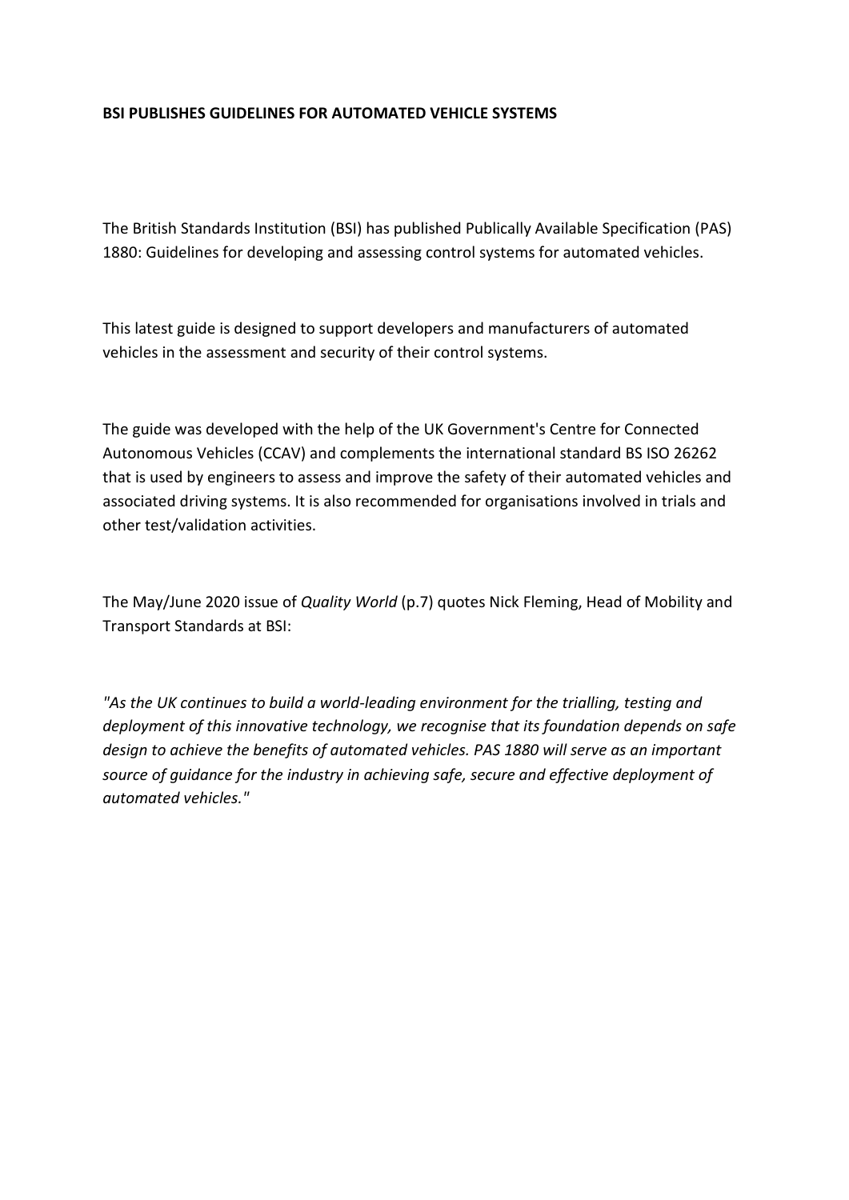**BSI PUBLISHES GUIDELINES FOR AUTOMATED VEHICLE SYSTEMS**

The British Standards Institution (BSI) has published Publically Available Specification (PAS) 1880: Guidelines for developing and assessing control systems for automated vehicles.

This latest guide is designed to support developers and manufacturers of automated vehicles in the assessment and security of their control systems.

The guide was developed with the help of the UK Government's Centre for Connected Autonomous Vehicles (CCAV) and complements the international standard BS ISO 26262 that is used by engineers to assess and improve the safety of their automated vehicles and associated driving systems. It is also recommended for organisations involved in trials and other test/validation activities.

The May/June 2020 issue of *Quality World* (p.7) quotes Nick Fleming, Head of Mobility and Transport Standards at BSI:

*"As the UK continues to build a world-leading environment for the trialling, testing and deployment of this innovative technology, we recognise that its foundation depends on safe design to achieve the benefits of automated vehicles. PAS 1880 will serve as an important source of guidance for the industry in achieving safe, secure and effective deployment of automated vehicles."*